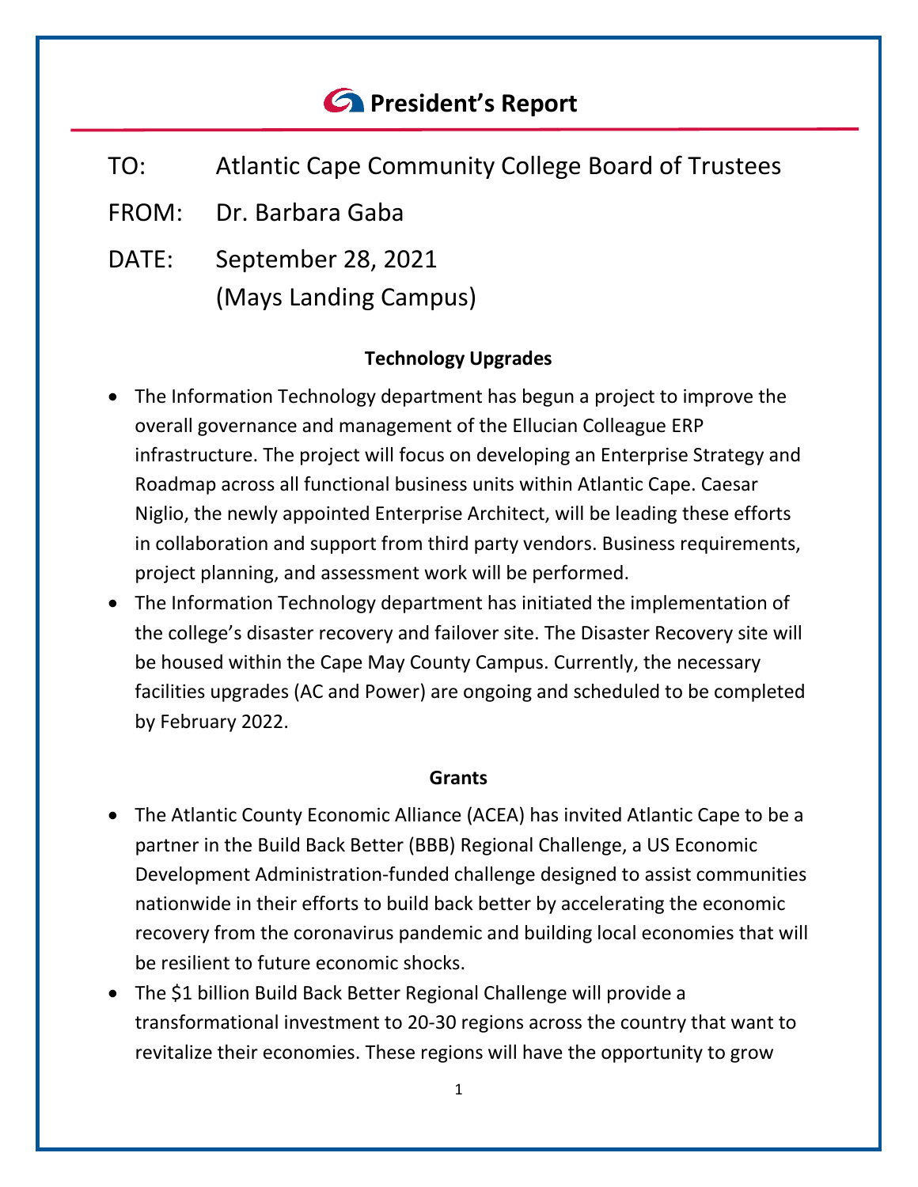# President's Report

TO: Atlantic Cape Community College Board of Trustees

FROM: Dr. Barbara Gaba

DATE: September 28, 2021
(Mays Landing Campus)

## Technology Upgrades

- The Information Technology department has begun a project to improve the overall governance and management of the Ellucian Colleague ERP infrastructure. The project will focus on developing an Enterprise Strategy and Roadmap across all functional business units within Atlantic Cape. Caesar Niglio, the newly appointed Enterprise Architect, will be leading these efforts in collaboration and support from third party vendors. Business requirements, project planning, and assessment work will be performed.
- The Information Technology department has initiated the implementation of the college's disaster recovery and failover site. The Disaster Recovery site will be housed within the Cape May County Campus. Currently, the necessary facilities upgrades (AC and Power) are ongoing and scheduled to be completed by February 2022.

## Grants

- The Atlantic County Economic Alliance (ACEA) has invited Atlantic Cape to be a partner in the Build Back Better (BBB) Regional Challenge, a US Economic Development Administration-funded challenge designed to assist communities nationwide in their efforts to build back better by accelerating the economic recovery from the coronavirus pandemic and building local economies that will be resilient to future economic shocks.
- The $1 billion Build Back Better Regional Challenge will provide a transformational investment to 20-30 regions across the country that want to revitalize their economies. These regions will have the opportunity to grow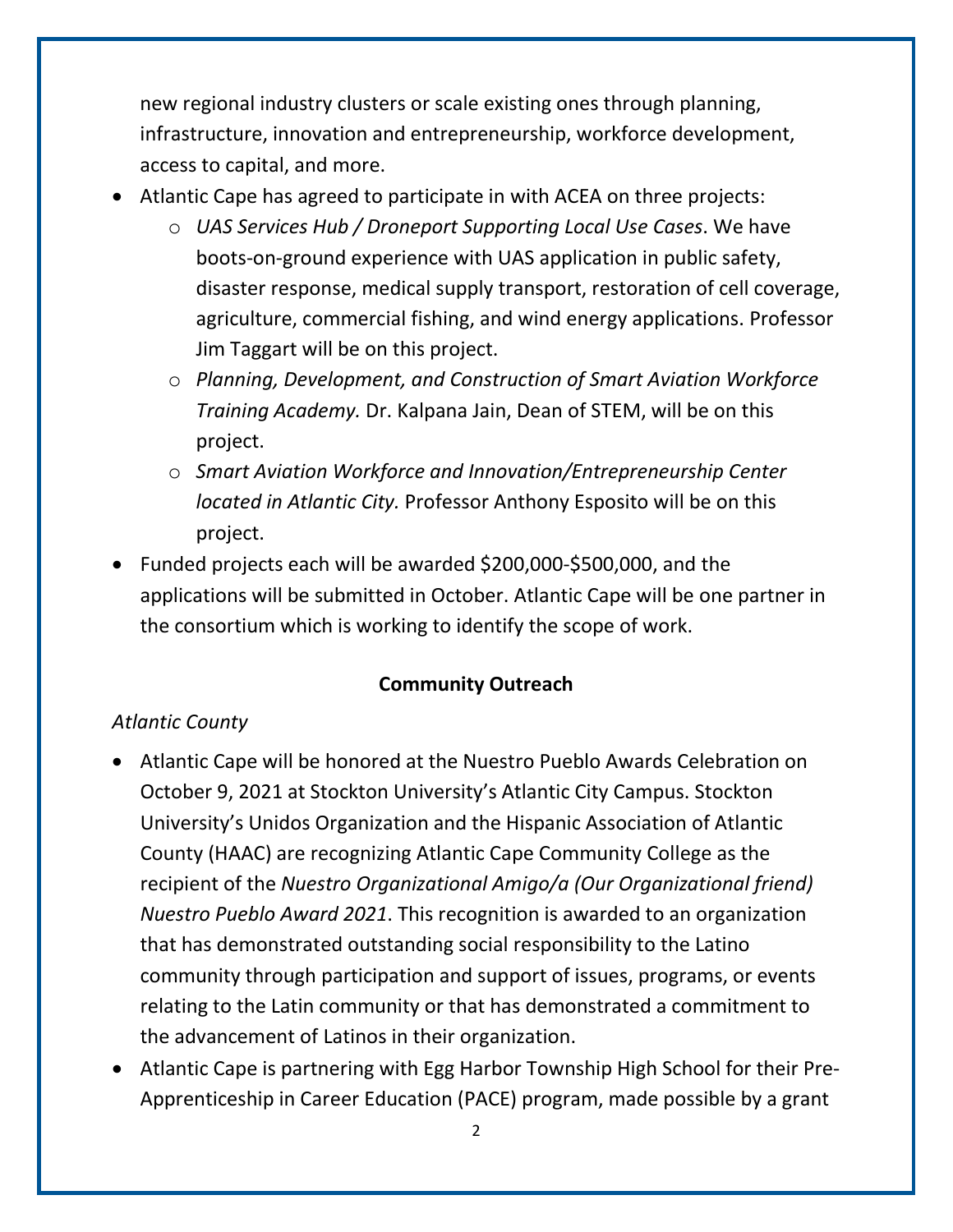new regional industry clusters or scale existing ones through planning, infrastructure, innovation and entrepreneurship, workforce development, access to capital, and more.

- Atlantic Cape has agreed to participate in with ACEA on three projects:
  - *UAS Services Hub / Droneport Supporting Local Use Cases*. We have boots-on-ground experience with UAS application in public safety, disaster response, medical supply transport, restoration of cell coverage, agriculture, commercial fishing, and wind energy applications. Professor Jim Taggart will be on this project.
  - *Planning, Development, and Construction of Smart Aviation Workforce Training Academy.* Dr. Kalpana Jain, Dean of STEM, will be on this project.
  - *Smart Aviation Workforce and Innovation/Entrepreneurship Center located in Atlantic City.* Professor Anthony Esposito will be on this project.
- Funded projects each will be awarded $200,000-$500,000, and the applications will be submitted in October. Atlantic Cape will be one partner in the consortium which is working to identify the scope of work.

## Community Outreach

*Atlantic County*

- Atlantic Cape will be honored at the Nuestro Pueblo Awards Celebration on October 9, 2021 at Stockton University's Atlantic City Campus. Stockton University's Unidos Organization and the Hispanic Association of Atlantic County (HAAC) are recognizing Atlantic Cape Community College as the recipient of the *Nuestro Organizational Amigo/a (Our Organizational friend) Nuestro Pueblo Award 2021*. This recognition is awarded to an organization that has demonstrated outstanding social responsibility to the Latino community through participation and support of issues, programs, or events relating to the Latin community or that has demonstrated a commitment to the advancement of Latinos in their organization.
- Atlantic Cape is partnering with Egg Harbor Township High School for their Pre-Apprenticeship in Career Education (PACE) program, made possible by a grant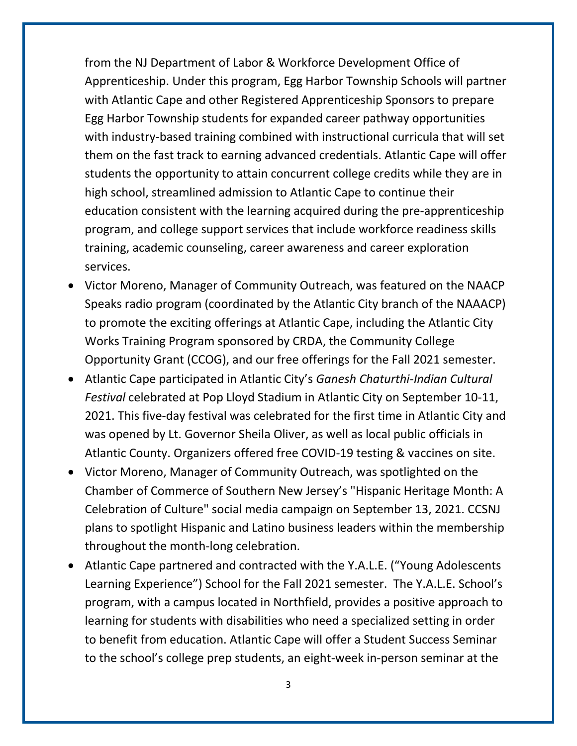from the NJ Department of Labor & Workforce Development Office of Apprenticeship. Under this program, Egg Harbor Township Schools will partner with Atlantic Cape and other Registered Apprenticeship Sponsors to prepare Egg Harbor Township students for expanded career pathway opportunities with industry-based training combined with instructional curricula that will set them on the fast track to earning advanced credentials. Atlantic Cape will offer students the opportunity to attain concurrent college credits while they are in high school, streamlined admission to Atlantic Cape to continue their education consistent with the learning acquired during the pre-apprenticeship program, and college support services that include workforce readiness skills training, academic counseling, career awareness and career exploration services.

- Victor Moreno, Manager of Community Outreach, was featured on the NAACP Speaks radio program (coordinated by the Atlantic City branch of the NAAACP) to promote the exciting offerings at Atlantic Cape, including the Atlantic City Works Training Program sponsored by CRDA, the Community College Opportunity Grant (CCOG), and our free offerings for the Fall 2021 semester.
- Atlantic Cape participated in Atlantic City's *Ganesh Chaturthi-Indian Cultural Festival* celebrated at Pop Lloyd Stadium in Atlantic City on September 10-11, 2021. This five-day festival was celebrated for the first time in Atlantic City and was opened by Lt. Governor Sheila Oliver, as well as local public officials in Atlantic County. Organizers offered free COVID-19 testing & vaccines on site.
- Victor Moreno, Manager of Community Outreach, was spotlighted on the Chamber of Commerce of Southern New Jersey's "Hispanic Heritage Month: A Celebration of Culture" social media campaign on September 13, 2021. CCSNJ plans to spotlight Hispanic and Latino business leaders within the membership throughout the month-long celebration.
- Atlantic Cape partnered and contracted with the Y.A.L.E. ("Young Adolescents Learning Experience") School for the Fall 2021 semester. The Y.A.L.E. School's program, with a campus located in Northfield, provides a positive approach to learning for students with disabilities who need a specialized setting in order to benefit from education. Atlantic Cape will offer a Student Success Seminar to the school's college prep students, an eight-week in-person seminar at the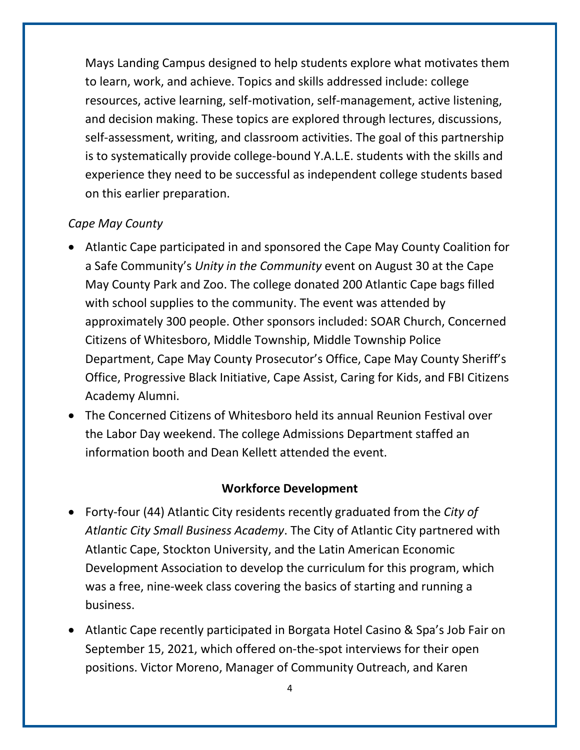Mays Landing Campus designed to help students explore what motivates them to learn, work, and achieve. Topics and skills addressed include: college resources, active learning, self-motivation, self-management, active listening, and decision making. These topics are explored through lectures, discussions, self-assessment, writing, and classroom activities. The goal of this partnership is to systematically provide college-bound Y.A.L.E. students with the skills and experience they need to be successful as independent college students based on this earlier preparation.

*Cape May County*

- Atlantic Cape participated in and sponsored the Cape May County Coalition for a Safe Community's *Unity in the Community* event on August 30 at the Cape May County Park and Zoo. The college donated 200 Atlantic Cape bags filled with school supplies to the community. The event was attended by approximately 300 people. Other sponsors included: SOAR Church, Concerned Citizens of Whitesboro, Middle Township, Middle Township Police Department, Cape May County Prosecutor's Office, Cape May County Sheriff's Office, Progressive Black Initiative, Cape Assist, Caring for Kids, and FBI Citizens Academy Alumni.
- The Concerned Citizens of Whitesboro held its annual Reunion Festival over the Labor Day weekend. The college Admissions Department staffed an information booth and Dean Kellett attended the event.

**Workforce Development**

- Forty-four (44) Atlantic City residents recently graduated from the *City of Atlantic City Small Business Academy*. The City of Atlantic City partnered with Atlantic Cape, Stockton University, and the Latin American Economic Development Association to develop the curriculum for this program, which was a free, nine-week class covering the basics of starting and running a business.
- Atlantic Cape recently participated in Borgata Hotel Casino & Spa's Job Fair on September 15, 2021, which offered on-the-spot interviews for their open positions. Victor Moreno, Manager of Community Outreach, and Karen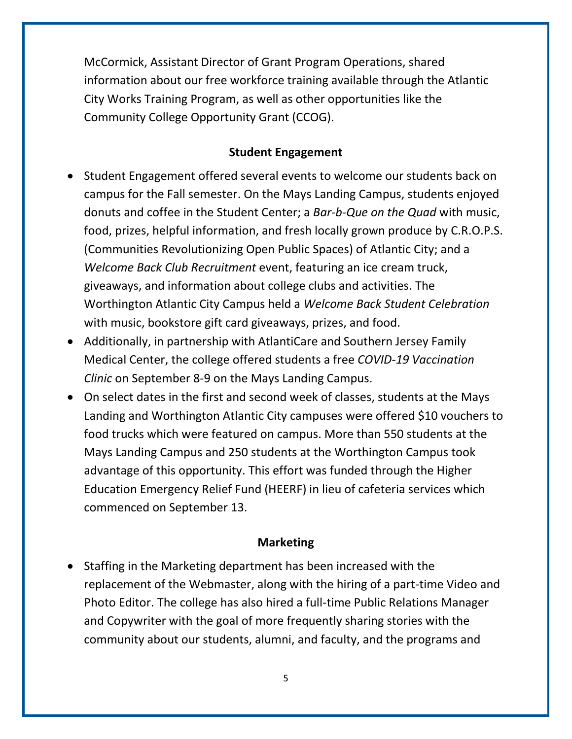McCormick, Assistant Director of Grant Program Operations, shared information about our free workforce training available through the Atlantic City Works Training Program, as well as other opportunities like the Community College Opportunity Grant (CCOG).

**Student Engagement**

- Student Engagement offered several events to welcome our students back on campus for the Fall semester. On the Mays Landing Campus, students enjoyed donuts and coffee in the Student Center; a *Bar-b-Que on the Quad* with music, food, prizes, helpful information, and fresh locally grown produce by C.R.O.P.S. (Communities Revolutionizing Open Public Spaces) of Atlantic City; and a *Welcome Back Club Recruitment* event, featuring an ice cream truck, giveaways, and information about college clubs and activities. The Worthington Atlantic City Campus held a *Welcome Back Student Celebration* with music, bookstore gift card giveaways, prizes, and food.
- Additionally, in partnership with AtlantiCare and Southern Jersey Family Medical Center, the college offered students a free *COVID-19 Vaccination Clinic* on September 8-9 on the Mays Landing Campus.
- On select dates in the first and second week of classes, students at the Mays Landing and Worthington Atlantic City campuses were offered $10 vouchers to food trucks which were featured on campus. More than 550 students at the Mays Landing Campus and 250 students at the Worthington Campus took advantage of this opportunity. This effort was funded through the Higher Education Emergency Relief Fund (HEERF) in lieu of cafeteria services which commenced on September 13.

**Marketing**

- Staffing in the Marketing department has been increased with the replacement of the Webmaster, along with the hiring of a part-time Video and Photo Editor. The college has also hired a full-time Public Relations Manager and Copywriter with the goal of more frequently sharing stories with the community about our students, alumni, and faculty, and the programs and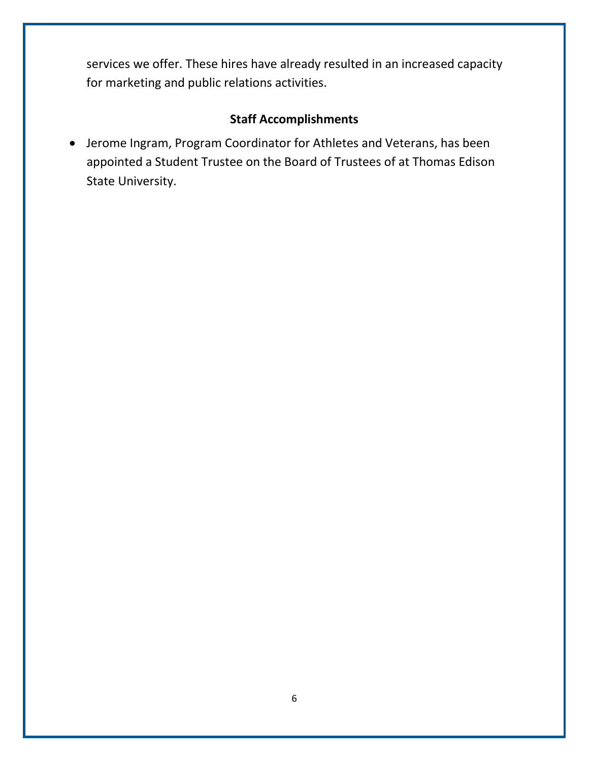services we offer. These hires have already resulted in an increased capacity for marketing and public relations activities.

## Staff Accomplishments

- Jerome Ingram, Program Coordinator for Athletes and Veterans, has been appointed a Student Trustee on the Board of Trustees of at Thomas Edison State University.